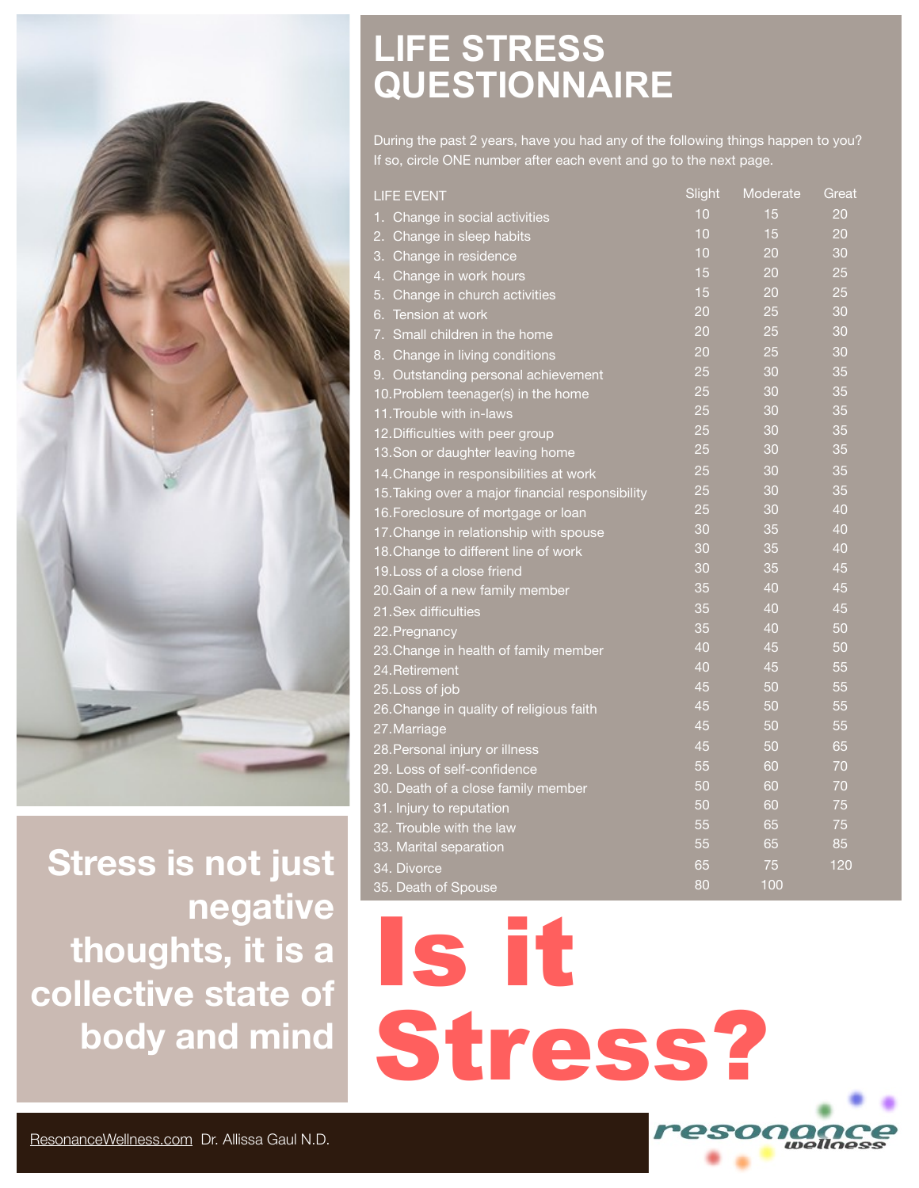# LIFE STRESS QUESTIONNAIRE

During the past 2 years, have you had any of the following things happen to you? If so, circle ONE number after each event and go to the next page.

| LIFE EVENT | Slight | Moderate | Great |
|---|---|---|---|
| 1. Change in social activities | 10 | 15 | 20 |
| 2. Change in sleep habits | 10 | 15 | 20 |
| 3. Change in residence | 10 | 20 | 30 |
| 4. Change in work hours | 15 | 20 | 25 |
| 5. Change in church activities | 15 | 20 | 25 |
| 6. Tension at work | 20 | 25 | 30 |
| 7. Small children in the home | 20 | 25 | 30 |
| 8. Change in living conditions | 20 | 25 | 30 |
| 9. Outstanding personal achievement | 25 | 30 | 35 |
| 10. Problem teenager(s) in the home | 25 | 30 | 35 |
| 11. Trouble with in-laws | 25 | 30 | 35 |
| 12. Difficulties with peer group | 25 | 30 | 35 |
| 13. Son or daughter leaving home | 25 | 30 | 35 |
| 14. Change in responsibilities at work | 25 | 30 | 35 |
| 15. Taking over a major financial responsibility | 25 | 30 | 35 |
| 16. Foreclosure of mortgage or loan | 25 | 30 | 40 |
| 17. Change in relationship with spouse | 30 | 35 | 40 |
| 18. Change to different line of work | 30 | 35 | 40 |
| 19. Loss of a close friend | 30 | 35 | 45 |
| 20. Gain of a new family member | 35 | 40 | 45 |
| 21. Sex difficulties | 35 | 40 | 45 |
| 22. Pregnancy | 35 | 40 | 50 |
| 23. Change in health of family member | 40 | 45 | 50 |
| 24. Retirement | 40 | 45 | 55 |
| 25. Loss of job | 45 | 50 | 55 |
| 26. Change in quality of religious faith | 45 | 50 | 55 |
| 27. Marriage | 45 | 50 | 55 |
| 28. Personal injury or illness | 45 | 50 | 65 |
| 29. Loss of self-confidence | 55 | 60 | 70 |
| 30. Death of a close family member | 50 | 60 | 70 |
| 31. Injury to reputation | 50 | 60 | 75 |
| 32. Trouble with the law | 55 | 65 | 75 |
| 33. Marital separation | 55 | 65 | 85 |
| 34. Divorce | 65 | 75 | 120 |
| 35. Death of Spouse | 80 | 100 | |

**Stress is not just negative thoughts, it is a collective state of body and mind**

# Is it Stress?

ResonanceWellness.com Dr. Allissa Gaul N.D.

resonance wellness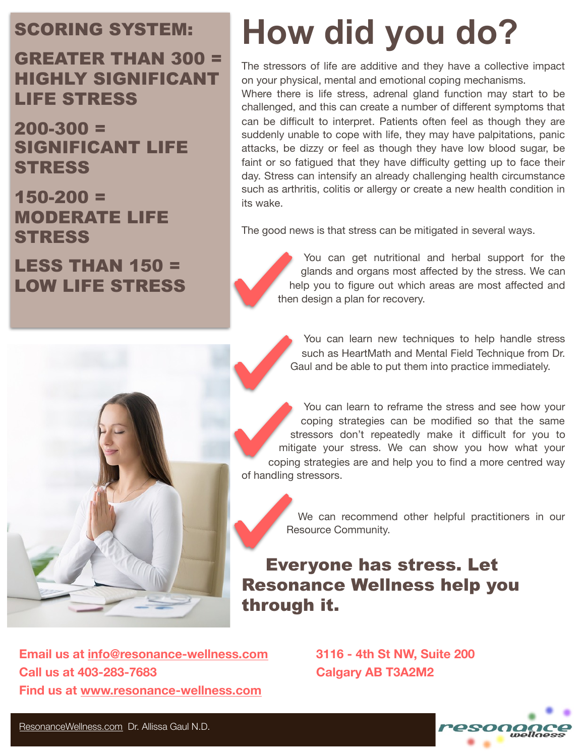**SCORING SYSTEM:**

**GREATER THAN 300 = HIGHLY SIGNIFICANT LIFE STRESS**

**200-300 = SIGNIFICANT LIFE STRESS**

**150-200 = MODERATE LIFE STRESS**

**LESS THAN 150 = LOW LIFE STRESS**

# How did you do?

The stressors of life are additive and they have a collective impact on your physical, mental and emotional coping mechanisms.
Where there is life stress, adrenal gland function may start to be challenged, and this can create a number of different symptoms that can be difficult to interpret. Patients often feel as though they are suddenly unable to cope with life, they may have palpitations, panic attacks, be dizzy or feel as though they have low blood sugar, be faint or so fatigued that they have difficulty getting up to face their day. Stress can intensify an already challenging health circumstance such as arthritis, colitis or allergy or create a new health condition in its wake.

The good news is that stress can be mitigated in several ways.

- ✓ You can get nutritional and herbal support for the glands and organs most affected by the stress. We can help you to figure out which areas are most affected and then design a plan for recovery.
- ✓ You can learn new techniques to help handle stress such as HeartMath and Mental Field Technique from Dr. Gaul and be able to put them into practice immediately.
- ✓ You can learn to reframe the stress and see how your coping strategies can be modified so that the same stressors don't repeatedly make it difficult for you to mitigate your stress. We can show you how what your coping strategies are and help you to find a more centred way of handling stressors.
- ✓ We can recommend other helpful practitioners in our Resource Community.

**Everyone has stress. Let Resonance Wellness help you through it.**

**Email us at info@resonance-wellness.com**
**Call us at 403-283-7683**
**Find us at www.resonance-wellness.com**

**3116 - 4th St NW, Suite 200**
**Calgary AB T3A2M2**

ResonanceWellness.com Dr. Allissa Gaul N.D.

resonance wellness